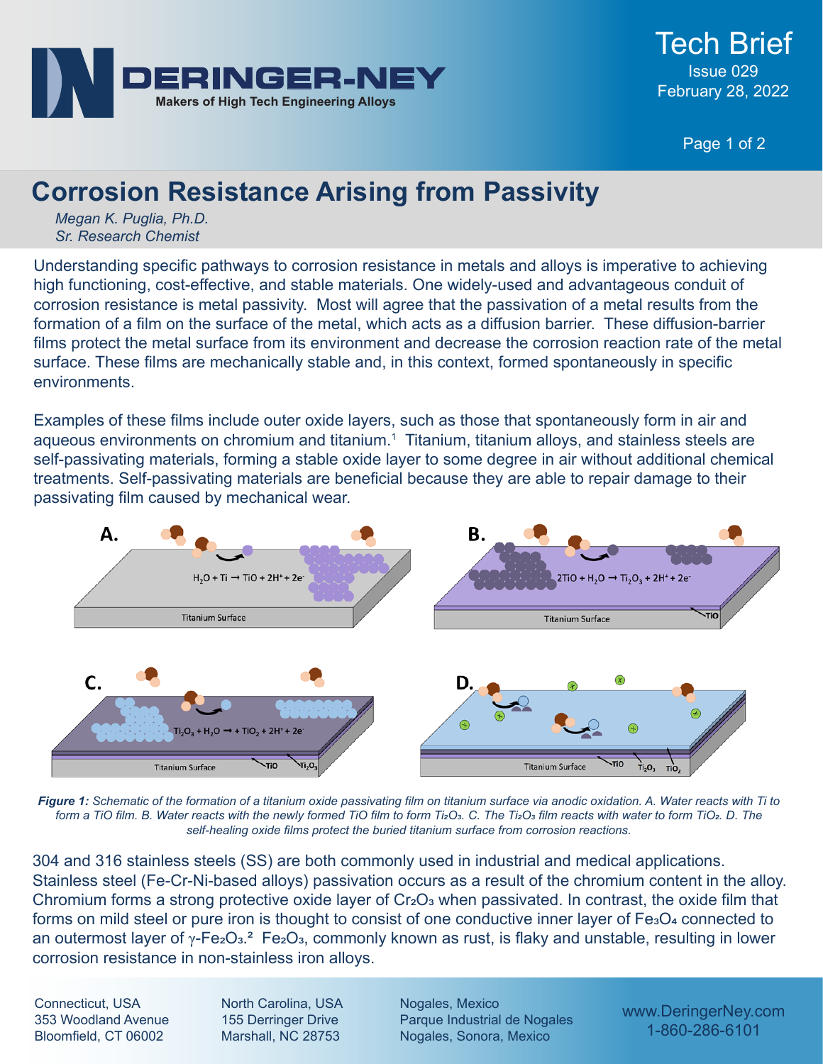# Corrosion Resistance Arising from Passivity

*Megan K. Puglia, Ph.D.*
*Sr. Research Chemist*

Understanding specific pathways to corrosion resistance in metals and alloys is imperative to achieving high functioning, cost-effective, and stable materials. One widely-used and advantageous conduit of corrosion resistance is metal passivity. Most will agree that the passivation of a metal results from the formation of a film on the surface of the metal, which acts as a diffusion barrier. These diffusion-barrier films protect the metal surface from its environment and decrease the corrosion reaction rate of the metal surface. These films are mechanically stable and, in this context, formed spontaneously in specific environments.

Examples of these films include outer oxide layers, such as those that spontaneously form in air and aqueous environments on chromium and titanium.[1] Titanium, titanium alloys, and stainless steels are self-passivating materials, forming a stable oxide layer to some degree in air without additional chemical treatments. Self-passivating materials are beneficial because they are able to repair damage to their passivating film caused by mechanical wear.

***Figure 1:*** *Schematic of the formation of a titanium oxide passivating film on titanium surface via anodic oxidation. A. Water reacts with Ti to form a TiO film. B. Water reacts with the newly formed TiO film to form $Ti_2O_3$. C. The $Ti_2O_3$ film reacts with water to form $TiO_2$. D. The self-healing oxide films protect the buried titanium surface from corrosion reactions.*

304 and 316 stainless steels (SS) are both commonly used in industrial and medical applications. Stainless steel (Fe-Cr-Ni-based alloys) passivation occurs as a result of the chromium content in the alloy. Chromium forms a strong protective oxide layer of $Cr_2O_3$ when passivated. In contrast, the oxide film that forms on mild steel or pure iron is thought to consist of one conductive inner layer of $Fe_3O_4$ connected to an outermost layer of $\gamma$-$Fe_2O_3$.[2] $Fe_2O_3$, commonly known as rust, is flaky and unstable, resulting in lower corrosion resistance in non-stainless iron alloys.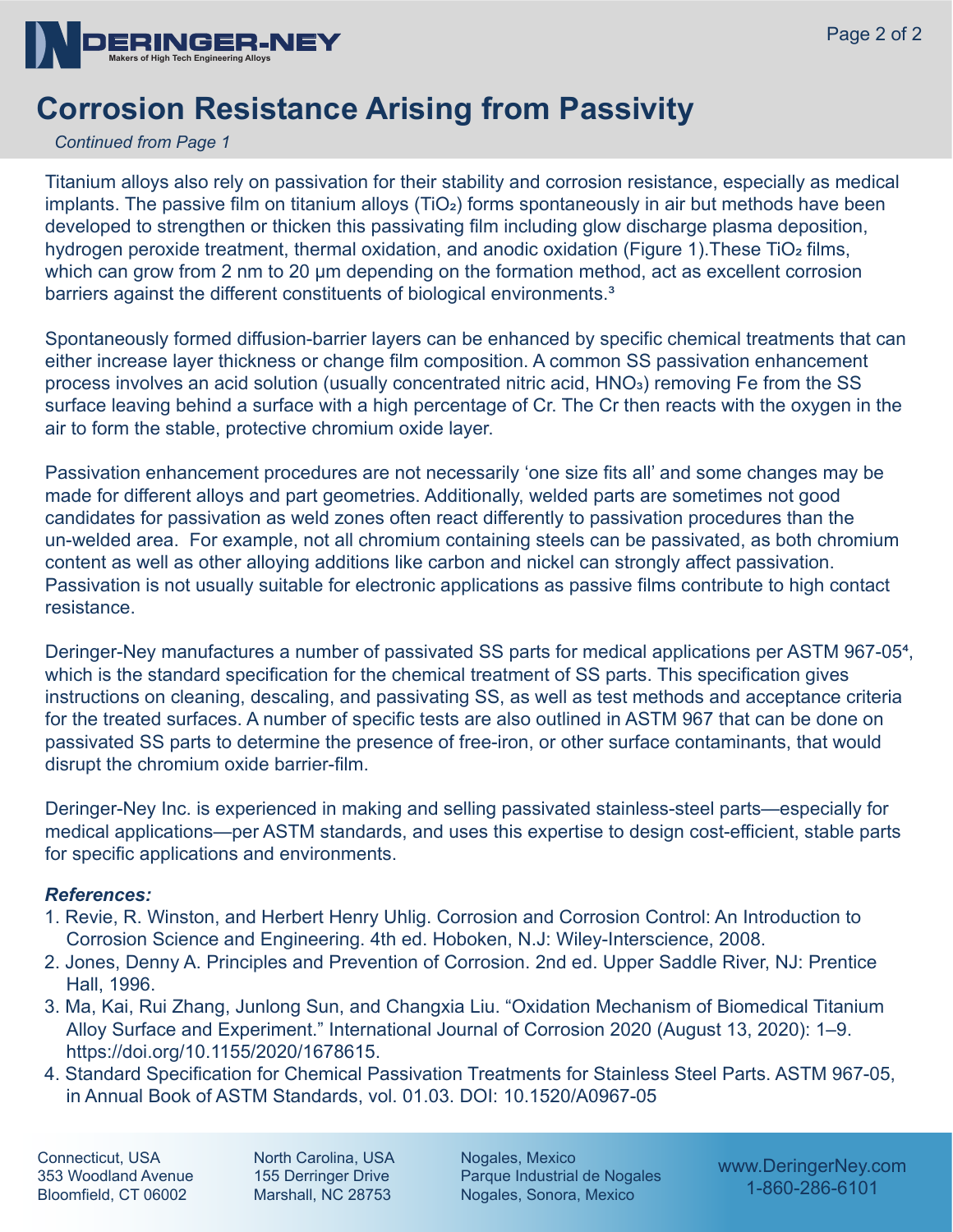# Corrosion Resistance Arising from Passivity

*Continued from Page 1*

Titanium alloys also rely on passivation for their stability and corrosion resistance, especially as medical implants. The passive film on titanium alloys ($TiO_2$) forms spontaneously in air but methods have been developed to strengthen or thicken this passivating film including glow discharge plasma deposition, hydrogen peroxide treatment, thermal oxidation, and anodic oxidation (Figure 1).These $TiO_2$ films, which can grow from 2 nm to 20 μm depending on the formation method, act as excellent corrosion barriers against the different constituents of biological environments.[3]

Spontaneously formed diffusion-barrier layers can be enhanced by specific chemical treatments that can either increase layer thickness or change film composition. A common SS passivation enhancement process involves an acid solution (usually concentrated nitric acid, $HNO_3$) removing Fe from the SS surface leaving behind a surface with a high percentage of Cr. The Cr then reacts with the oxygen in the air to form the stable, protective chromium oxide layer.

Passivation enhancement procedures are not necessarily 'one size fits all' and some changes may be made for different alloys and part geometries. Additionally, welded parts are sometimes not good candidates for passivation as weld zones often react differently to passivation procedures than the un-welded area. For example, not all chromium containing steels can be passivated, as both chromium content as well as other alloying additions like carbon and nickel can strongly affect passivation. Passivation is not usually suitable for electronic applications as passive films contribute to high contact resistance.

Deringer-Ney manufactures a number of passivated SS parts for medical applications per ASTM 967-05[4], which is the standard specification for the chemical treatment of SS parts. This specification gives instructions on cleaning, descaling, and passivating SS, as well as test methods and acceptance criteria for the treated surfaces. A number of specific tests are also outlined in ASTM 967 that can be done on passivated SS parts to determine the presence of free-iron, or other surface contaminants, that would disrupt the chromium oxide barrier-film.

Deringer-Ney Inc. is experienced in making and selling passivated stainless-steel parts—especially for medical applications—per ASTM standards, and uses this expertise to design cost-efficient, stable parts for specific applications and environments.

***References:***

1. Revie, R. Winston, and Herbert Henry Uhlig. Corrosion and Corrosion Control: An Introduction to Corrosion Science and Engineering. 4th ed. Hoboken, N.J: Wiley-Interscience, 2008.
2. Jones, Denny A. Principles and Prevention of Corrosion. 2nd ed. Upper Saddle River, NJ: Prentice Hall, 1996.
3. Ma, Kai, Rui Zhang, Junlong Sun, and Changxia Liu. "Oxidation Mechanism of Biomedical Titanium Alloy Surface and Experiment." International Journal of Corrosion 2020 (August 13, 2020): 1–9. https://doi.org/10.1155/2020/1678615.
4. Standard Specification for Chemical Passivation Treatments for Stainless Steel Parts. ASTM 967-05, in Annual Book of ASTM Standards, vol. 01.03. DOI: 10.1520/A0967-05